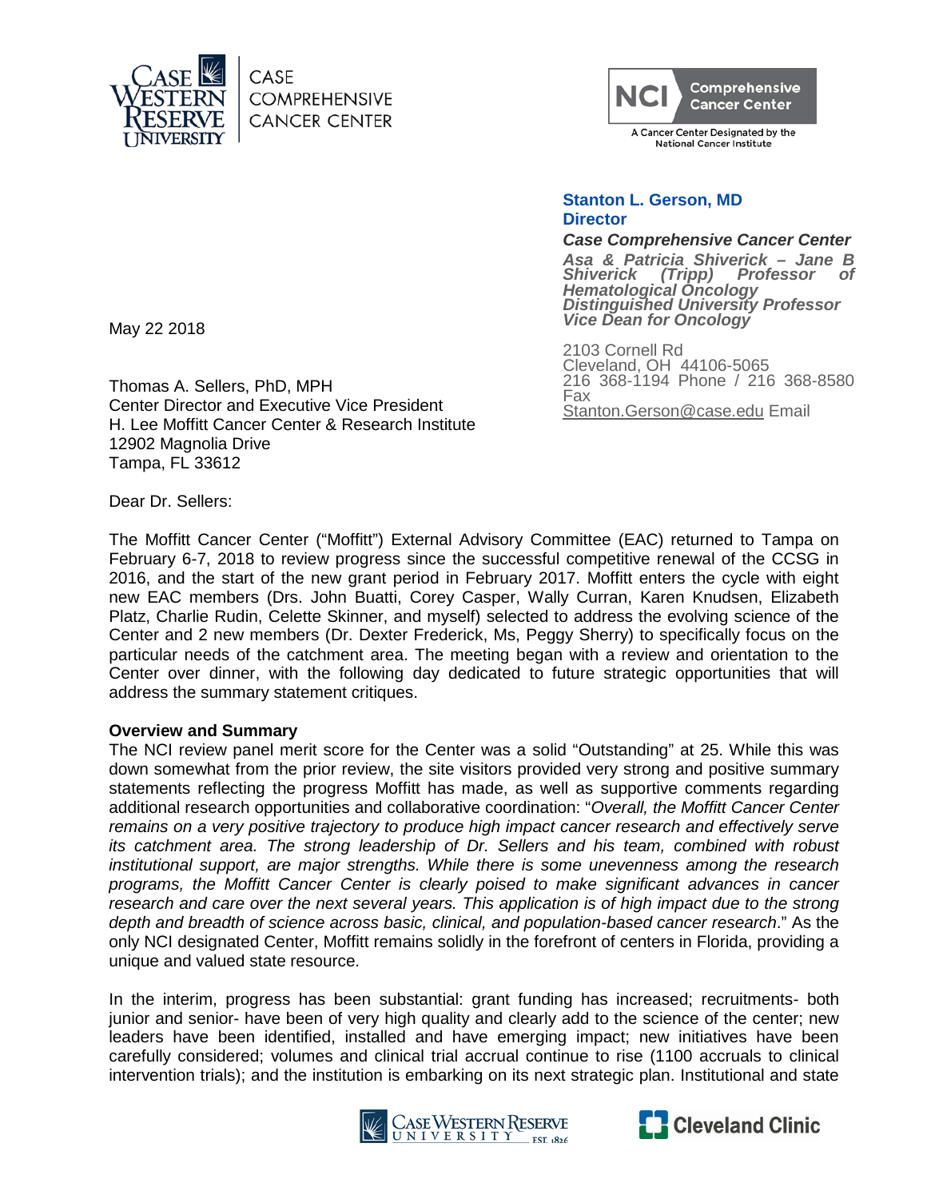CASE WESTERN RESERVE UNIVERSITY | CASE COMPREHENSIVE CANCER CENTER

NCI Comprehensive Cancer Center
A Cancer Center Designated by the National Cancer Institute

**Stanton L. Gerson, MD**
**Director**

***Case Comprehensive Cancer Center***
***Asa & Patricia Shiverick – Jane B Shiverick (Tripp) Professor of Hematological Oncology***
***Distinguished University Professor***
***Vice Dean for Oncology***

2103 Cornell Rd
Cleveland, OH 44106-5065
216 368-1194 Phone / 216 368-8580 Fax
Stanton.Gerson@case.edu Email

May 22 2018

Thomas A. Sellers, PhD, MPH
Center Director and Executive Vice President
H. Lee Moffitt Cancer Center & Research Institute
12902 Magnolia Drive
Tampa, FL 33612

Dear Dr. Sellers:

The Moffitt Cancer Center ("Moffitt") External Advisory Committee (EAC) returned to Tampa on February 6-7, 2018 to review progress since the successful competitive renewal of the CCSG in 2016, and the start of the new grant period in February 2017. Moffitt enters the cycle with eight new EAC members (Drs. John Buatti, Corey Casper, Wally Curran, Karen Knudsen, Elizabeth Platz, Charlie Rudin, Celette Skinner, and myself) selected to address the evolving science of the Center and 2 new members (Dr. Dexter Frederick, Ms, Peggy Sherry) to specifically focus on the particular needs of the catchment area. The meeting began with a review and orientation to the Center over dinner, with the following day dedicated to future strategic opportunities that will address the summary statement critiques.

**Overview and Summary**

The NCI review panel merit score for the Center was a solid "Outstanding" at 25. While this was down somewhat from the prior review, the site visitors provided very strong and positive summary statements reflecting the progress Moffitt has made, as well as supportive comments regarding additional research opportunities and collaborative coordination: "*Overall, the Moffitt Cancer Center remains on a very positive trajectory to produce high impact cancer research and effectively serve its catchment area. The strong leadership of Dr. Sellers and his team, combined with robust institutional support, are major strengths. While there is some unevenness among the research programs, the Moffitt Cancer Center is clearly poised to make significant advances in cancer research and care over the next several years. This application is of high impact due to the strong depth and breadth of science across basic, clinical, and population-based cancer research*." As the only NCI designated Center, Moffitt remains solidly in the forefront of centers in Florida, providing a unique and valued state resource.

In the interim, progress has been substantial: grant funding has increased; recruitments- both junior and senior- have been of very high quality and clearly add to the science of the center; new leaders have been identified, installed and have emerging impact; new initiatives have been carefully considered; volumes and clinical trial accrual continue to rise (1100 accruals to clinical intervention trials); and the institution is embarking on its next strategic plan. Institutional and state

CASE WESTERN RESERVE UNIVERSITY EST. 1826 | Cleveland Clinic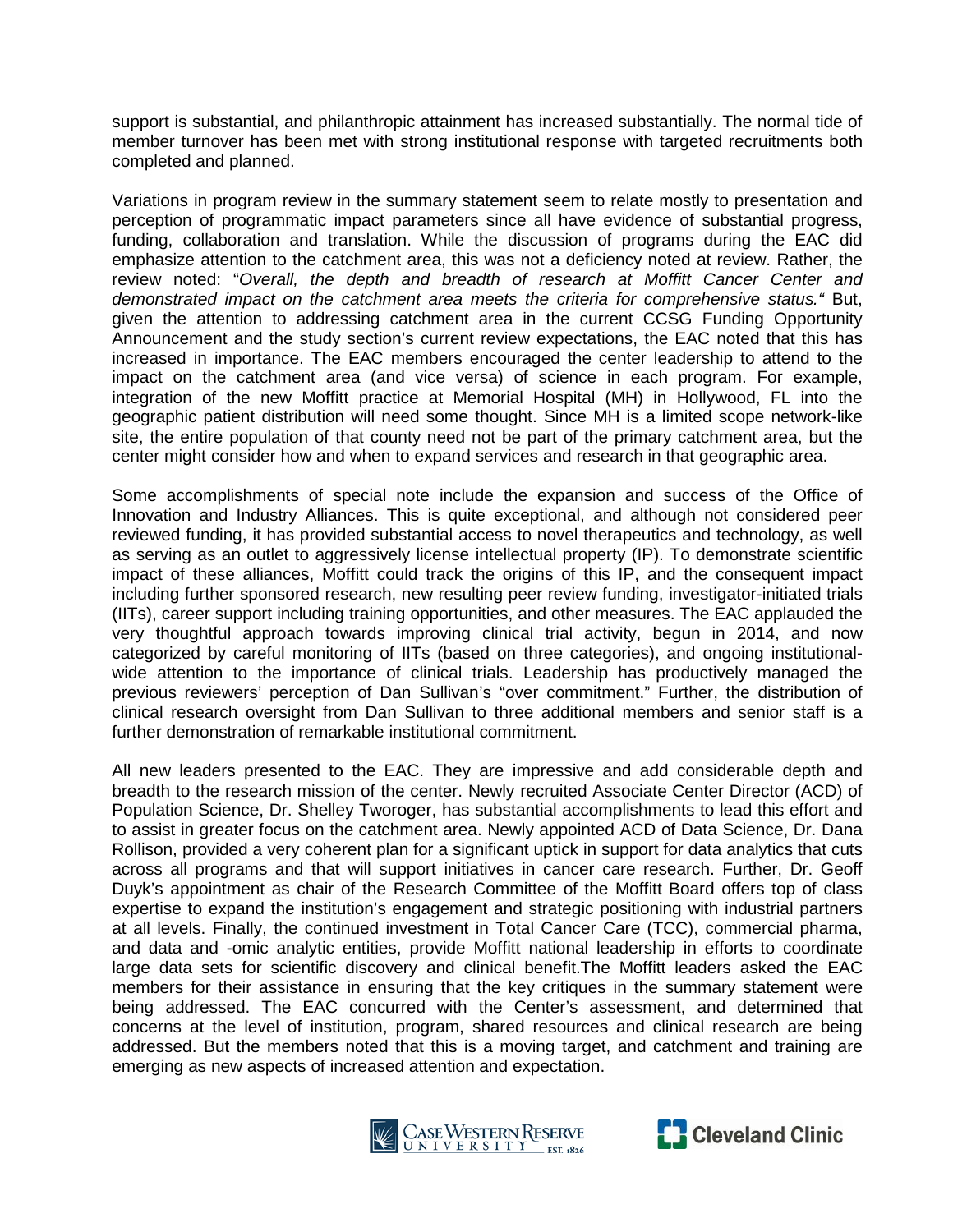support is substantial, and philanthropic attainment has increased substantially. The normal tide of member turnover has been met with strong institutional response with targeted recruitments both completed and planned.

Variations in program review in the summary statement seem to relate mostly to presentation and perception of programmatic impact parameters since all have evidence of substantial progress, funding, collaboration and translation. While the discussion of programs during the EAC did emphasize attention to the catchment area, this was not a deficiency noted at review. Rather, the review noted: "*Overall, the depth and breadth of research at Moffitt Cancer Center and demonstrated impact on the catchment area meets the criteria for comprehensive status.*" But, given the attention to addressing catchment area in the current CCSG Funding Opportunity Announcement and the study section's current review expectations, the EAC noted that this has increased in importance. The EAC members encouraged the center leadership to attend to the impact on the catchment area (and vice versa) of science in each program. For example, integration of the new Moffitt practice at Memorial Hospital (MH) in Hollywood, FL into the geographic patient distribution will need some thought. Since MH is a limited scope network-like site, the entire population of that county need not be part of the primary catchment area, but the center might consider how and when to expand services and research in that geographic area.

Some accomplishments of special note include the expansion and success of the Office of Innovation and Industry Alliances. This is quite exceptional, and although not considered peer reviewed funding, it has provided substantial access to novel therapeutics and technology, as well as serving as an outlet to aggressively license intellectual property (IP). To demonstrate scientific impact of these alliances, Moffitt could track the origins of this IP, and the consequent impact including further sponsored research, new resulting peer review funding, investigator-initiated trials (IITs), career support including training opportunities, and other measures. The EAC applauded the very thoughtful approach towards improving clinical trial activity, begun in 2014, and now categorized by careful monitoring of IITs (based on three categories), and ongoing institutional-wide attention to the importance of clinical trials. Leadership has productively managed the previous reviewers' perception of Dan Sullivan's "over commitment." Further, the distribution of clinical research oversight from Dan Sullivan to three additional members and senior staff is a further demonstration of remarkable institutional commitment.

All new leaders presented to the EAC. They are impressive and add considerable depth and breadth to the research mission of the center. Newly recruited Associate Center Director (ACD) of Population Science, Dr. Shelley Tworoger, has substantial accomplishments to lead this effort and to assist in greater focus on the catchment area. Newly appointed ACD of Data Science, Dr. Dana Rollison, provided a very coherent plan for a significant uptick in support for data analytics that cuts across all programs and that will support initiatives in cancer care research. Further, Dr. Geoff Duyk's appointment as chair of the Research Committee of the Moffitt Board offers top of class expertise to expand the institution's engagement and strategic positioning with industrial partners at all levels. Finally, the continued investment in Total Cancer Care (TCC), commercial pharma, and data and -omic analytic entities, provide Moffitt national leadership in efforts to coordinate large data sets for scientific discovery and clinical benefit.The Moffitt leaders asked the EAC members for their assistance in ensuring that the key critiques in the summary statement were being addressed. The EAC concurred with the Center's assessment, and determined that concerns at the level of institution, program, shared resources and clinical research are being addressed. But the members noted that this is a moving target, and catchment and training are emerging as new aspects of increased attention and expectation.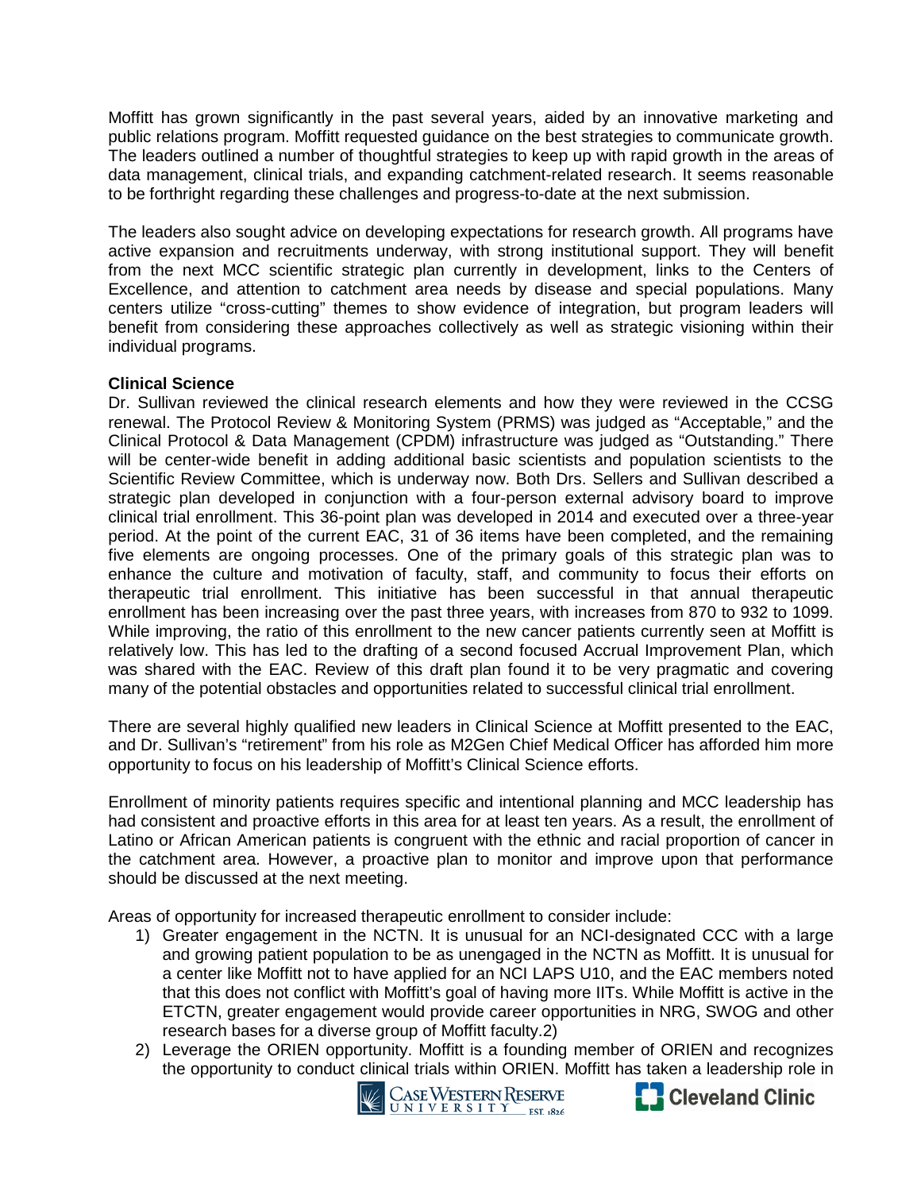Moffitt has grown significantly in the past several years, aided by an innovative marketing and public relations program. Moffitt requested guidance on the best strategies to communicate growth. The leaders outlined a number of thoughtful strategies to keep up with rapid growth in the areas of data management, clinical trials, and expanding catchment-related research. It seems reasonable to be forthright regarding these challenges and progress-to-date at the next submission.

The leaders also sought advice on developing expectations for research growth. All programs have active expansion and recruitments underway, with strong institutional support. They will benefit from the next MCC scientific strategic plan currently in development, links to the Centers of Excellence, and attention to catchment area needs by disease and special populations. Many centers utilize "cross-cutting" themes to show evidence of integration, but program leaders will benefit from considering these approaches collectively as well as strategic visioning within their individual programs.

**Clinical Science**

Dr. Sullivan reviewed the clinical research elements and how they were reviewed in the CCSG renewal. The Protocol Review & Monitoring System (PRMS) was judged as "Acceptable," and the Clinical Protocol & Data Management (CPDM) infrastructure was judged as "Outstanding." There will be center-wide benefit in adding additional basic scientists and population scientists to the Scientific Review Committee, which is underway now. Both Drs. Sellers and Sullivan described a strategic plan developed in conjunction with a four-person external advisory board to improve clinical trial enrollment. This 36-point plan was developed in 2014 and executed over a three-year period. At the point of the current EAC, 31 of 36 items have been completed, and the remaining five elements are ongoing processes. One of the primary goals of this strategic plan was to enhance the culture and motivation of faculty, staff, and community to focus their efforts on therapeutic trial enrollment. This initiative has been successful in that annual therapeutic enrollment has been increasing over the past three years, with increases from 870 to 932 to 1099. While improving, the ratio of this enrollment to the new cancer patients currently seen at Moffitt is relatively low. This has led to the drafting of a second focused Accrual Improvement Plan, which was shared with the EAC. Review of this draft plan found it to be very pragmatic and covering many of the potential obstacles and opportunities related to successful clinical trial enrollment.

There are several highly qualified new leaders in Clinical Science at Moffitt presented to the EAC, and Dr. Sullivan's "retirement" from his role as M2Gen Chief Medical Officer has afforded him more opportunity to focus on his leadership of Moffitt's Clinical Science efforts.

Enrollment of minority patients requires specific and intentional planning and MCC leadership has had consistent and proactive efforts in this area for at least ten years. As a result, the enrollment of Latino or African American patients is congruent with the ethnic and racial proportion of cancer in the catchment area. However, a proactive plan to monitor and improve upon that performance should be discussed at the next meeting.

Areas of opportunity for increased therapeutic enrollment to consider include:

1) Greater engagement in the NCTN. It is unusual for an NCI-designated CCC with a large and growing patient population to be as unengaged in the NCTN as Moffitt. It is unusual for a center like Moffitt not to have applied for an NCI LAPS U10, and the EAC members noted that this does not conflict with Moffitt's goal of having more IITs. While Moffitt is active in the ETCTN, greater engagement would provide career opportunities in NRG, SWOG and other research bases for a diverse group of Moffitt faculty.2)
2) Leverage the ORIEN opportunity. Moffitt is a founding member of ORIEN and recognizes the opportunity to conduct clinical trials within ORIEN. Moffitt has taken a leadership role in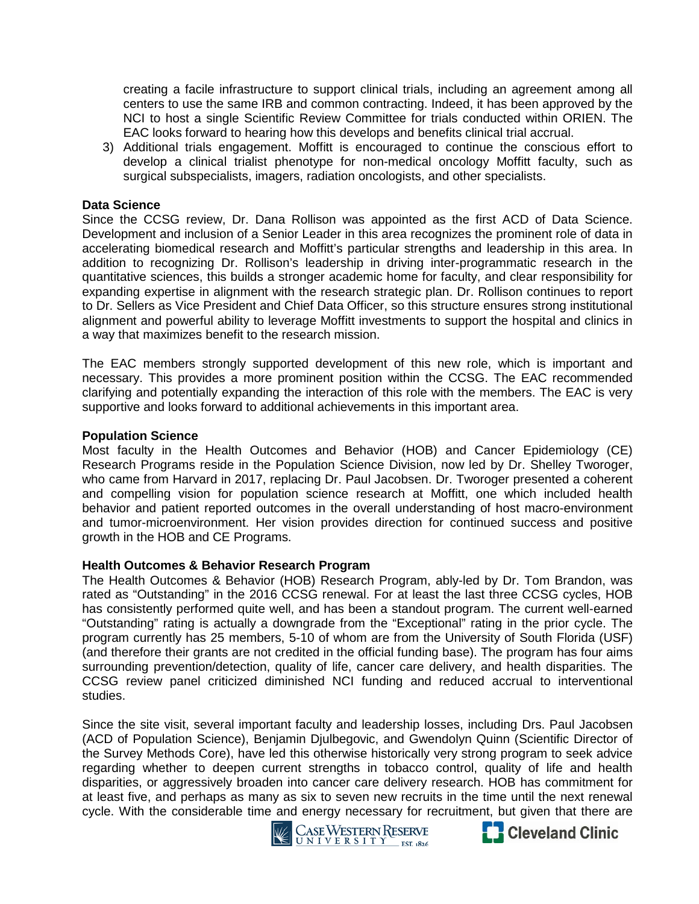creating a facile infrastructure to support clinical trials, including an agreement among all centers to use the same IRB and common contracting. Indeed, it has been approved by the NCI to host a single Scientific Review Committee for trials conducted within ORIEN. The EAC looks forward to hearing how this develops and benefits clinical trial accrual.

3) Additional trials engagement. Moffitt is encouraged to continue the conscious effort to develop a clinical trialist phenotype for non-medical oncology Moffitt faculty, such as surgical subspecialists, imagers, radiation oncologists, and other specialists.

**Data Science**

Since the CCSG review, Dr. Dana Rollison was appointed as the first ACD of Data Science. Development and inclusion of a Senior Leader in this area recognizes the prominent role of data in accelerating biomedical research and Moffitt's particular strengths and leadership in this area. In addition to recognizing Dr. Rollison's leadership in driving inter-programmatic research in the quantitative sciences, this builds a stronger academic home for faculty, and clear responsibility for expanding expertise in alignment with the research strategic plan. Dr. Rollison continues to report to Dr. Sellers as Vice President and Chief Data Officer, so this structure ensures strong institutional alignment and powerful ability to leverage Moffitt investments to support the hospital and clinics in a way that maximizes benefit to the research mission.

The EAC members strongly supported development of this new role, which is important and necessary. This provides a more prominent position within the CCSG. The EAC recommended clarifying and potentially expanding the interaction of this role with the members. The EAC is very supportive and looks forward to additional achievements in this important area.

**Population Science**

Most faculty in the Health Outcomes and Behavior (HOB) and Cancer Epidemiology (CE) Research Programs reside in the Population Science Division, now led by Dr. Shelley Tworoger, who came from Harvard in 2017, replacing Dr. Paul Jacobsen. Dr. Tworoger presented a coherent and compelling vision for population science research at Moffitt, one which included health behavior and patient reported outcomes in the overall understanding of host macro-environment and tumor-microenvironment. Her vision provides direction for continued success and positive growth in the HOB and CE Programs.

**Health Outcomes & Behavior Research Program**

The Health Outcomes & Behavior (HOB) Research Program, ably-led by Dr. Tom Brandon, was rated as "Outstanding" in the 2016 CCSG renewal. For at least the last three CCSG cycles, HOB has consistently performed quite well, and has been a standout program. The current well-earned "Outstanding" rating is actually a downgrade from the "Exceptional" rating in the prior cycle. The program currently has 25 members, 5-10 of whom are from the University of South Florida (USF) (and therefore their grants are not credited in the official funding base). The program has four aims surrounding prevention/detection, quality of life, cancer care delivery, and health disparities. The CCSG review panel criticized diminished NCI funding and reduced accrual to interventional studies.

Since the site visit, several important faculty and leadership losses, including Drs. Paul Jacobsen (ACD of Population Science), Benjamin Djulbegovic, and Gwendolyn Quinn (Scientific Director of the Survey Methods Core), have led this otherwise historically very strong program to seek advice regarding whether to deepen current strengths in tobacco control, quality of life and health disparities, or aggressively broaden into cancer care delivery research. HOB has commitment for at least five, and perhaps as many as six to seven new recruits in the time until the next renewal cycle. With the considerable time and energy necessary for recruitment, but given that there are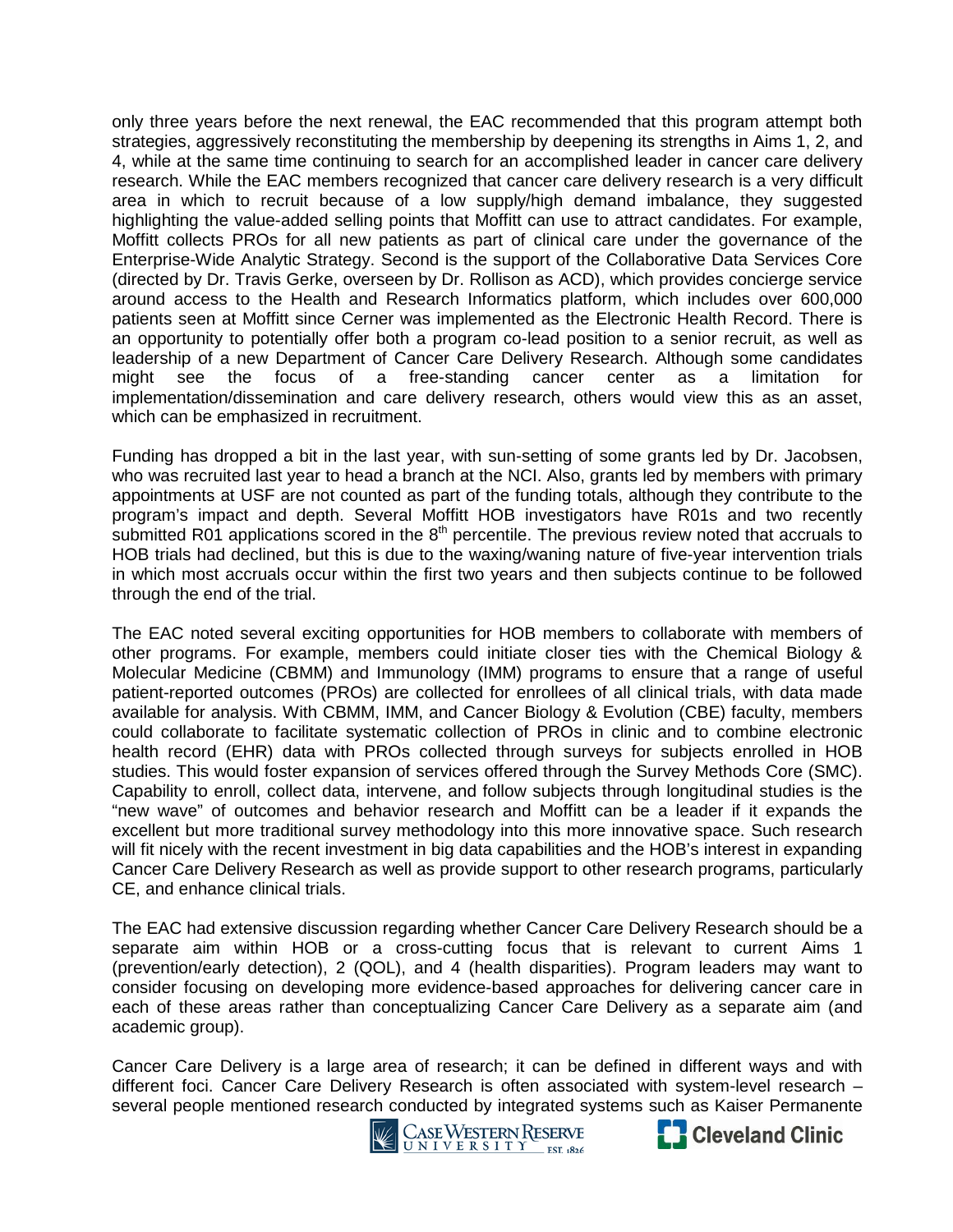only three years before the next renewal, the EAC recommended that this program attempt both strategies, aggressively reconstituting the membership by deepening its strengths in Aims 1, 2, and 4, while at the same time continuing to search for an accomplished leader in cancer care delivery research. While the EAC members recognized that cancer care delivery research is a very difficult area in which to recruit because of a low supply/high demand imbalance, they suggested highlighting the value-added selling points that Moffitt can use to attract candidates. For example, Moffitt collects PROs for all new patients as part of clinical care under the governance of the Enterprise-Wide Analytic Strategy. Second is the support of the Collaborative Data Services Core (directed by Dr. Travis Gerke, overseen by Dr. Rollison as ACD), which provides concierge service around access to the Health and Research Informatics platform, which includes over 600,000 patients seen at Moffitt since Cerner was implemented as the Electronic Health Record. There is an opportunity to potentially offer both a program co-lead position to a senior recruit, as well as leadership of a new Department of Cancer Care Delivery Research. Although some candidates might see the focus of a free-standing cancer center as a limitation for implementation/dissemination and care delivery research, others would view this as an asset, which can be emphasized in recruitment.

Funding has dropped a bit in the last year, with sun-setting of some grants led by Dr. Jacobsen, who was recruited last year to head a branch at the NCI. Also, grants led by members with primary appointments at USF are not counted as part of the funding totals, although they contribute to the program's impact and depth. Several Moffitt HOB investigators have R01s and two recently submitted R01 applications scored in the 8th percentile. The previous review noted that accruals to HOB trials had declined, but this is due to the waxing/waning nature of five-year intervention trials in which most accruals occur within the first two years and then subjects continue to be followed through the end of the trial.

The EAC noted several exciting opportunities for HOB members to collaborate with members of other programs. For example, members could initiate closer ties with the Chemical Biology & Molecular Medicine (CBMM) and Immunology (IMM) programs to ensure that a range of useful patient-reported outcomes (PROs) are collected for enrollees of all clinical trials, with data made available for analysis. With CBMM, IMM, and Cancer Biology & Evolution (CBE) faculty, members could collaborate to facilitate systematic collection of PROs in clinic and to combine electronic health record (EHR) data with PROs collected through surveys for subjects enrolled in HOB studies. This would foster expansion of services offered through the Survey Methods Core (SMC). Capability to enroll, collect data, intervene, and follow subjects through longitudinal studies is the "new wave" of outcomes and behavior research and Moffitt can be a leader if it expands the excellent but more traditional survey methodology into this more innovative space. Such research will fit nicely with the recent investment in big data capabilities and the HOB's interest in expanding Cancer Care Delivery Research as well as provide support to other research programs, particularly CE, and enhance clinical trials.

The EAC had extensive discussion regarding whether Cancer Care Delivery Research should be a separate aim within HOB or a cross-cutting focus that is relevant to current Aims 1 (prevention/early detection), 2 (QOL), and 4 (health disparities). Program leaders may want to consider focusing on developing more evidence-based approaches for delivering cancer care in each of these areas rather than conceptualizing Cancer Care Delivery as a separate aim (and academic group).

Cancer Care Delivery is a large area of research; it can be defined in different ways and with different foci. Cancer Care Delivery Research is often associated with system-level research – several people mentioned research conducted by integrated systems such as Kaiser Permanente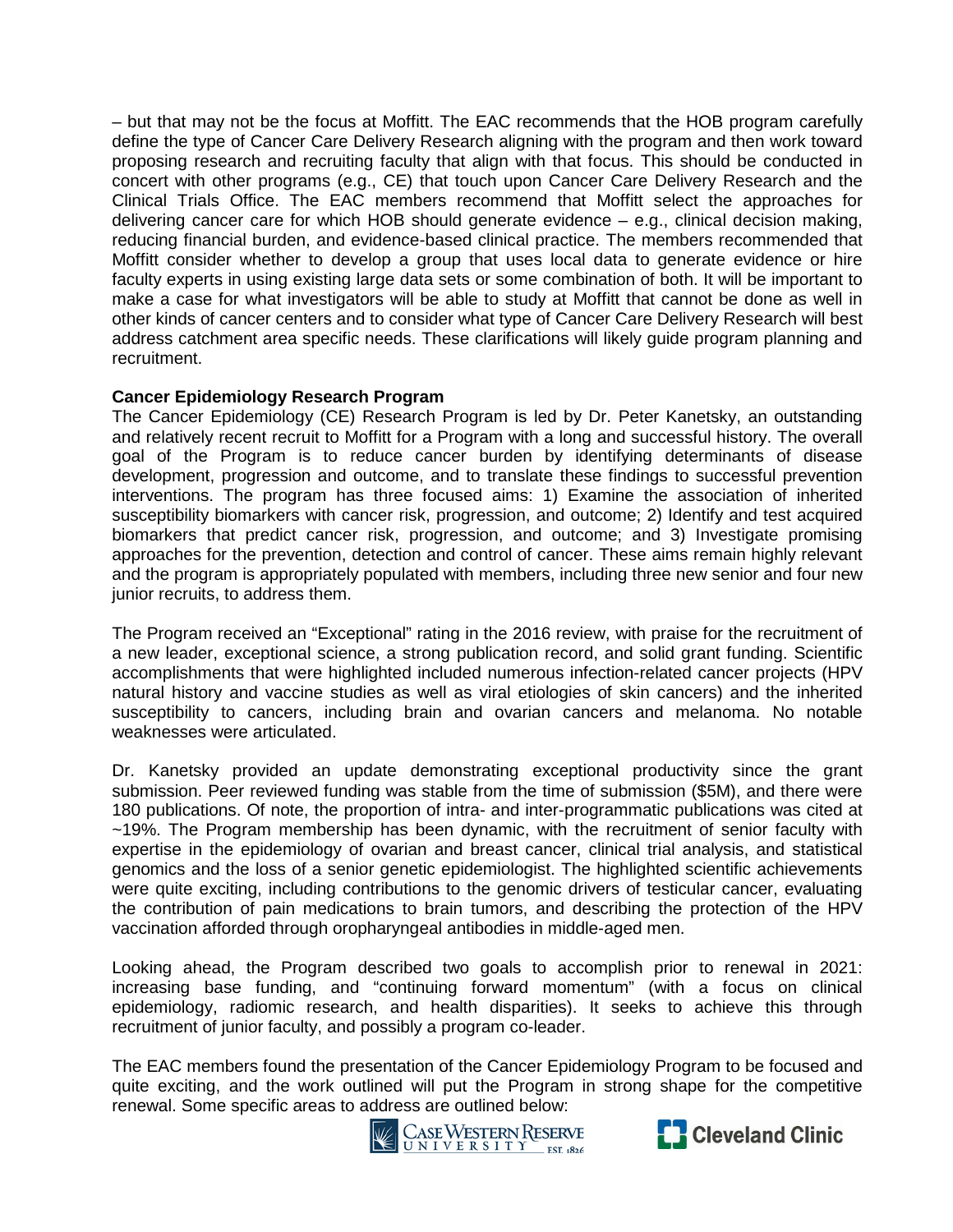– but that may not be the focus at Moffitt. The EAC recommends that the HOB program carefully define the type of Cancer Care Delivery Research aligning with the program and then work toward proposing research and recruiting faculty that align with that focus. This should be conducted in concert with other programs (e.g., CE) that touch upon Cancer Care Delivery Research and the Clinical Trials Office. The EAC members recommend that Moffitt select the approaches for delivering cancer care for which HOB should generate evidence – e.g., clinical decision making, reducing financial burden, and evidence-based clinical practice. The members recommended that Moffitt consider whether to develop a group that uses local data to generate evidence or hire faculty experts in using existing large data sets or some combination of both. It will be important to make a case for what investigators will be able to study at Moffitt that cannot be done as well in other kinds of cancer centers and to consider what type of Cancer Care Delivery Research will best address catchment area specific needs. These clarifications will likely guide program planning and recruitment.

**Cancer Epidemiology Research Program**

The Cancer Epidemiology (CE) Research Program is led by Dr. Peter Kanetsky, an outstanding and relatively recent recruit to Moffitt for a Program with a long and successful history. The overall goal of the Program is to reduce cancer burden by identifying determinants of disease development, progression and outcome, and to translate these findings to successful prevention interventions. The program has three focused aims: 1) Examine the association of inherited susceptibility biomarkers with cancer risk, progression, and outcome; 2) Identify and test acquired biomarkers that predict cancer risk, progression, and outcome; and 3) Investigate promising approaches for the prevention, detection and control of cancer. These aims remain highly relevant and the program is appropriately populated with members, including three new senior and four new junior recruits, to address them.

The Program received an "Exceptional" rating in the 2016 review, with praise for the recruitment of a new leader, exceptional science, a strong publication record, and solid grant funding. Scientific accomplishments that were highlighted included numerous infection-related cancer projects (HPV natural history and vaccine studies as well as viral etiologies of skin cancers) and the inherited susceptibility to cancers, including brain and ovarian cancers and melanoma. No notable weaknesses were articulated.

Dr. Kanetsky provided an update demonstrating exceptional productivity since the grant submission. Peer reviewed funding was stable from the time of submission ($5M), and there were 180 publications. Of note, the proportion of intra- and inter-programmatic publications was cited at ~19%. The Program membership has been dynamic, with the recruitment of senior faculty with expertise in the epidemiology of ovarian and breast cancer, clinical trial analysis, and statistical genomics and the loss of a senior genetic epidemiologist. The highlighted scientific achievements were quite exciting, including contributions to the genomic drivers of testicular cancer, evaluating the contribution of pain medications to brain tumors, and describing the protection of the HPV vaccination afforded through oropharyngeal antibodies in middle-aged men.

Looking ahead, the Program described two goals to accomplish prior to renewal in 2021: increasing base funding, and "continuing forward momentum" (with a focus on clinical epidemiology, radiomic research, and health disparities). It seeks to achieve this through recruitment of junior faculty, and possibly a program co-leader.

The EAC members found the presentation of the Cancer Epidemiology Program to be focused and quite exciting, and the work outlined will put the Program in strong shape for the competitive renewal. Some specific areas to address are outlined below: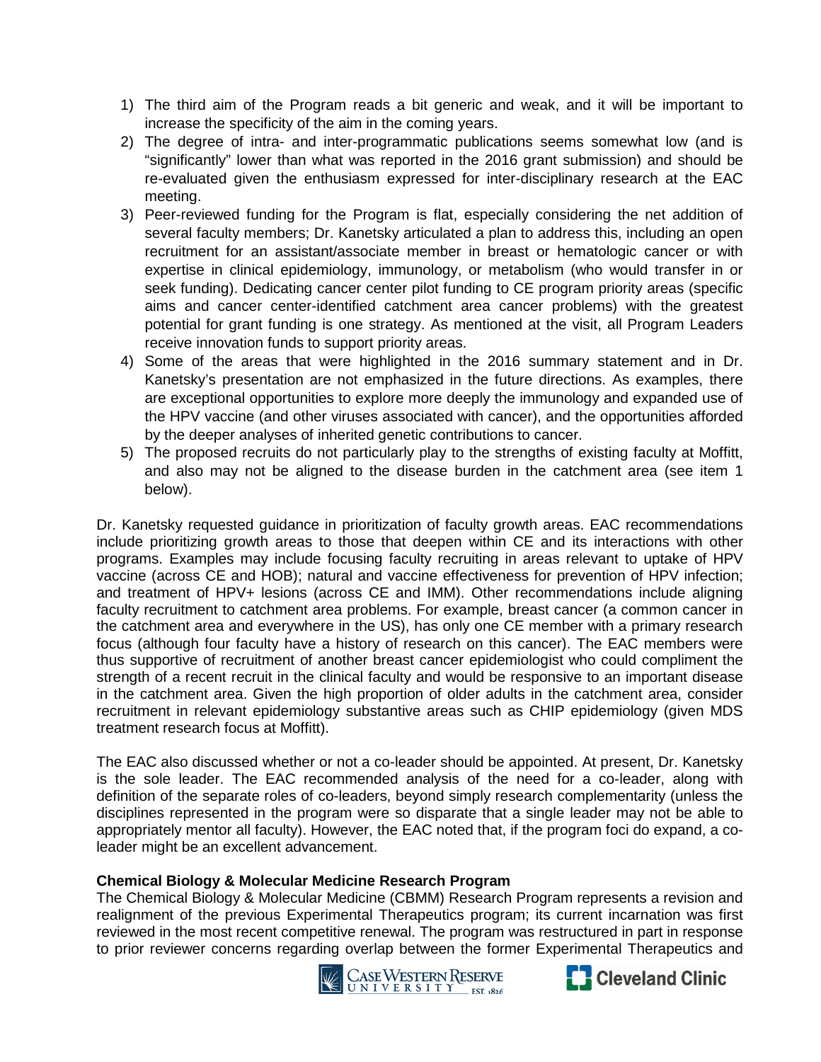1) The third aim of the Program reads a bit generic and weak, and it will be important to increase the specificity of the aim in the coming years.
2) The degree of intra- and inter-programmatic publications seems somewhat low (and is "significantly" lower than what was reported in the 2016 grant submission) and should be re-evaluated given the enthusiasm expressed for inter-disciplinary research at the EAC meeting.
3) Peer-reviewed funding for the Program is flat, especially considering the net addition of several faculty members; Dr. Kanetsky articulated a plan to address this, including an open recruitment for an assistant/associate member in breast or hematologic cancer or with expertise in clinical epidemiology, immunology, or metabolism (who would transfer in or seek funding). Dedicating cancer center pilot funding to CE program priority areas (specific aims and cancer center-identified catchment area cancer problems) with the greatest potential for grant funding is one strategy. As mentioned at the visit, all Program Leaders receive innovation funds to support priority areas.
4) Some of the areas that were highlighted in the 2016 summary statement and in Dr. Kanetsky's presentation are not emphasized in the future directions. As examples, there are exceptional opportunities to explore more deeply the immunology and expanded use of the HPV vaccine (and other viruses associated with cancer), and the opportunities afforded by the deeper analyses of inherited genetic contributions to cancer.
5) The proposed recruits do not particularly play to the strengths of existing faculty at Moffitt, and also may not be aligned to the disease burden in the catchment area (see item 1 below).

Dr. Kanetsky requested guidance in prioritization of faculty growth areas. EAC recommendations include prioritizing growth areas to those that deepen within CE and its interactions with other programs. Examples may include focusing faculty recruiting in areas relevant to uptake of HPV vaccine (across CE and HOB); natural and vaccine effectiveness for prevention of HPV infection; and treatment of HPV+ lesions (across CE and IMM). Other recommendations include aligning faculty recruitment to catchment area problems. For example, breast cancer (a common cancer in the catchment area and everywhere in the US), has only one CE member with a primary research focus (although four faculty have a history of research on this cancer). The EAC members were thus supportive of recruitment of another breast cancer epidemiologist who could compliment the strength of a recent recruit in the clinical faculty and would be responsive to an important disease in the catchment area. Given the high proportion of older adults in the catchment area, consider recruitment in relevant epidemiology substantive areas such as CHIP epidemiology (given MDS treatment research focus at Moffitt).

The EAC also discussed whether or not a co-leader should be appointed. At present, Dr. Kanetsky is the sole leader. The EAC recommended analysis of the need for a co-leader, along with definition of the separate roles of co-leaders, beyond simply research complementarity (unless the disciplines represented in the program were so disparate that a single leader may not be able to appropriately mentor all faculty). However, the EAC noted that, if the program foci do expand, a co-leader might be an excellent advancement.

**Chemical Biology & Molecular Medicine Research Program**

The Chemical Biology & Molecular Medicine (CBMM) Research Program represents a revision and realignment of the previous Experimental Therapeutics program; its current incarnation was first reviewed in the most recent competitive renewal. The program was restructured in part in response to prior reviewer concerns regarding overlap between the former Experimental Therapeutics and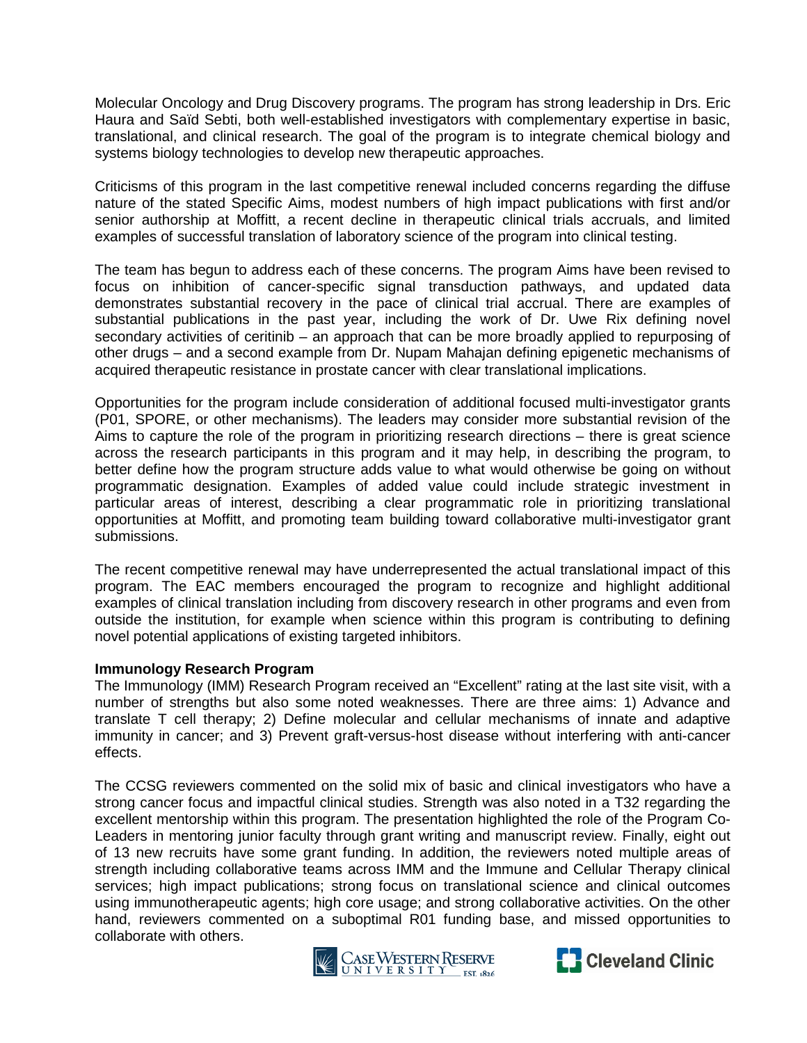Molecular Oncology and Drug Discovery programs. The program has strong leadership in Drs. Eric Haura and Saïd Sebti, both well-established investigators with complementary expertise in basic, translational, and clinical research. The goal of the program is to integrate chemical biology and systems biology technologies to develop new therapeutic approaches.

Criticisms of this program in the last competitive renewal included concerns regarding the diffuse nature of the stated Specific Aims, modest numbers of high impact publications with first and/or senior authorship at Moffitt, a recent decline in therapeutic clinical trials accruals, and limited examples of successful translation of laboratory science of the program into clinical testing.

The team has begun to address each of these concerns. The program Aims have been revised to focus on inhibition of cancer-specific signal transduction pathways, and updated data demonstrates substantial recovery in the pace of clinical trial accrual. There are examples of substantial publications in the past year, including the work of Dr. Uwe Rix defining novel secondary activities of ceritinib – an approach that can be more broadly applied to repurposing of other drugs – and a second example from Dr. Nupam Mahajan defining epigenetic mechanisms of acquired therapeutic resistance in prostate cancer with clear translational implications.

Opportunities for the program include consideration of additional focused multi-investigator grants (P01, SPORE, or other mechanisms). The leaders may consider more substantial revision of the Aims to capture the role of the program in prioritizing research directions – there is great science across the research participants in this program and it may help, in describing the program, to better define how the program structure adds value to what would otherwise be going on without programmatic designation. Examples of added value could include strategic investment in particular areas of interest, describing a clear programmatic role in prioritizing translational opportunities at Moffitt, and promoting team building toward collaborative multi-investigator grant submissions.

The recent competitive renewal may have underrepresented the actual translational impact of this program. The EAC members encouraged the program to recognize and highlight additional examples of clinical translation including from discovery research in other programs and even from outside the institution, for example when science within this program is contributing to defining novel potential applications of existing targeted inhibitors.

**Immunology Research Program**

The Immunology (IMM) Research Program received an "Excellent" rating at the last site visit, with a number of strengths but also some noted weaknesses. There are three aims: 1) Advance and translate T cell therapy; 2) Define molecular and cellular mechanisms of innate and adaptive immunity in cancer; and 3) Prevent graft-versus-host disease without interfering with anti-cancer effects.

The CCSG reviewers commented on the solid mix of basic and clinical investigators who have a strong cancer focus and impactful clinical studies. Strength was also noted in a T32 regarding the excellent mentorship within this program. The presentation highlighted the role of the Program Co-Leaders in mentoring junior faculty through grant writing and manuscript review. Finally, eight out of 13 new recruits have some grant funding. In addition, the reviewers noted multiple areas of strength including collaborative teams across IMM and the Immune and Cellular Therapy clinical services; high impact publications; strong focus on translational science and clinical outcomes using immunotherapeutic agents; high core usage; and strong collaborative activities. On the other hand, reviewers commented on a suboptimal R01 funding base, and missed opportunities to collaborate with others.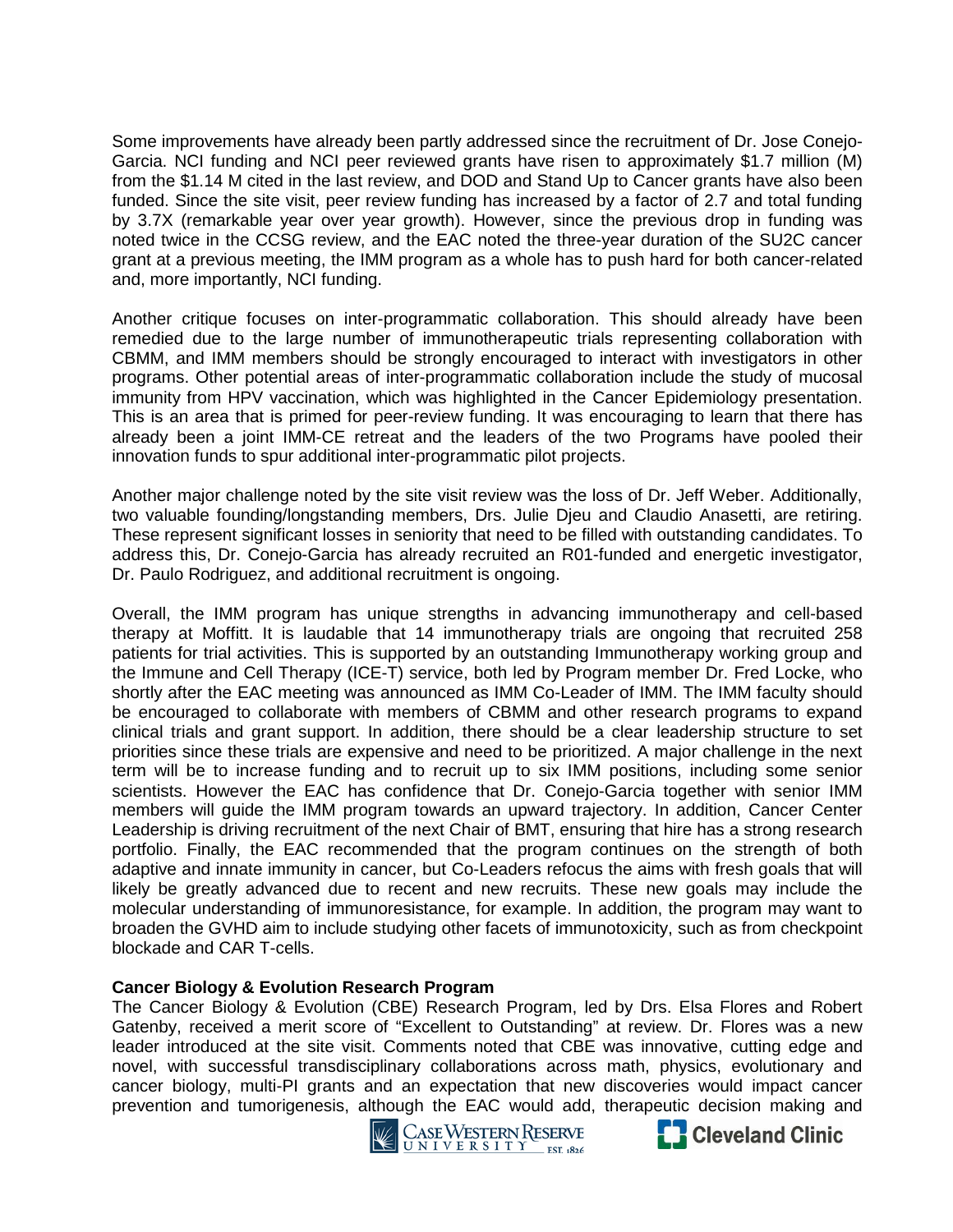Some improvements have already been partly addressed since the recruitment of Dr. Jose Conejo-Garcia. NCI funding and NCI peer reviewed grants have risen to approximately $1.7 million (M) from the $1.14 M cited in the last review, and DOD and Stand Up to Cancer grants have also been funded. Since the site visit, peer review funding has increased by a factor of 2.7 and total funding by 3.7X (remarkable year over year growth). However, since the previous drop in funding was noted twice in the CCSG review, and the EAC noted the three-year duration of the SU2C cancer grant at a previous meeting, the IMM program as a whole has to push hard for both cancer-related and, more importantly, NCI funding.

Another critique focuses on inter-programmatic collaboration. This should already have been remedied due to the large number of immunotherapeutic trials representing collaboration with CBMM, and IMM members should be strongly encouraged to interact with investigators in other programs. Other potential areas of inter-programmatic collaboration include the study of mucosal immunity from HPV vaccination, which was highlighted in the Cancer Epidemiology presentation. This is an area that is primed for peer-review funding. It was encouraging to learn that there has already been a joint IMM-CE retreat and the leaders of the two Programs have pooled their innovation funds to spur additional inter-programmatic pilot projects.

Another major challenge noted by the site visit review was the loss of Dr. Jeff Weber. Additionally, two valuable founding/longstanding members, Drs. Julie Djeu and Claudio Anasetti, are retiring. These represent significant losses in seniority that need to be filled with outstanding candidates. To address this, Dr. Conejo-Garcia has already recruited an R01-funded and energetic investigator, Dr. Paulo Rodriguez, and additional recruitment is ongoing.

Overall, the IMM program has unique strengths in advancing immunotherapy and cell-based therapy at Moffitt. It is laudable that 14 immunotherapy trials are ongoing that recruited 258 patients for trial activities. This is supported by an outstanding Immunotherapy working group and the Immune and Cell Therapy (ICE-T) service, both led by Program member Dr. Fred Locke, who shortly after the EAC meeting was announced as IMM Co-Leader of IMM. The IMM faculty should be encouraged to collaborate with members of CBMM and other research programs to expand clinical trials and grant support. In addition, there should be a clear leadership structure to set priorities since these trials are expensive and need to be prioritized. A major challenge in the next term will be to increase funding and to recruit up to six IMM positions, including some senior scientists. However the EAC has confidence that Dr. Conejo-Garcia together with senior IMM members will guide the IMM program towards an upward trajectory. In addition, Cancer Center Leadership is driving recruitment of the next Chair of BMT, ensuring that hire has a strong research portfolio. Finally, the EAC recommended that the program continues on the strength of both adaptive and innate immunity in cancer, but Co-Leaders refocus the aims with fresh goals that will likely be greatly advanced due to recent and new recruits. These new goals may include the molecular understanding of immunoresistance, for example. In addition, the program may want to broaden the GVHD aim to include studying other facets of immunotoxicity, such as from checkpoint blockade and CAR T-cells.

**Cancer Biology & Evolution Research Program**

The Cancer Biology & Evolution (CBE) Research Program, led by Drs. Elsa Flores and Robert Gatenby, received a merit score of "Excellent to Outstanding" at review. Dr. Flores was a new leader introduced at the site visit. Comments noted that CBE was innovative, cutting edge and novel, with successful transdisciplinary collaborations across math, physics, evolutionary and cancer biology, multi-PI grants and an expectation that new discoveries would impact cancer prevention and tumorigenesis, although the EAC would add, therapeutic decision making and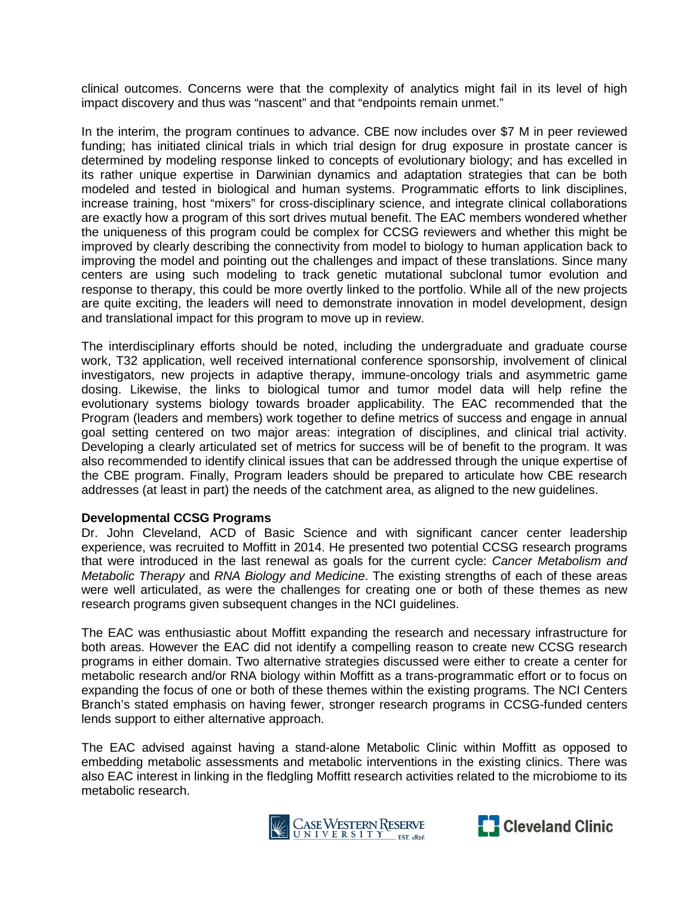clinical outcomes. Concerns were that the complexity of analytics might fail in its level of high impact discovery and thus was "nascent" and that "endpoints remain unmet."

In the interim, the program continues to advance. CBE now includes over $7 M in peer reviewed funding; has initiated clinical trials in which trial design for drug exposure in prostate cancer is determined by modeling response linked to concepts of evolutionary biology; and has excelled in its rather unique expertise in Darwinian dynamics and adaptation strategies that can be both modeled and tested in biological and human systems. Programmatic efforts to link disciplines, increase training, host "mixers" for cross-disciplinary science, and integrate clinical collaborations are exactly how a program of this sort drives mutual benefit. The EAC members wondered whether the uniqueness of this program could be complex for CCSG reviewers and whether this might be improved by clearly describing the connectivity from model to biology to human application back to improving the model and pointing out the challenges and impact of these translations. Since many centers are using such modeling to track genetic mutational subclonal tumor evolution and response to therapy, this could be more overtly linked to the portfolio. While all of the new projects are quite exciting, the leaders will need to demonstrate innovation in model development, design and translational impact for this program to move up in review.

The interdisciplinary efforts should be noted, including the undergraduate and graduate course work, T32 application, well received international conference sponsorship, involvement of clinical investigators, new projects in adaptive therapy, immune-oncology trials and asymmetric game dosing. Likewise, the links to biological tumor and tumor model data will help refine the evolutionary systems biology towards broader applicability. The EAC recommended that the Program (leaders and members) work together to define metrics of success and engage in annual goal setting centered on two major areas: integration of disciplines, and clinical trial activity. Developing a clearly articulated set of metrics for success will be of benefit to the program. It was also recommended to identify clinical issues that can be addressed through the unique expertise of the CBE program. Finally, Program leaders should be prepared to articulate how CBE research addresses (at least in part) the needs of the catchment area, as aligned to the new guidelines.

**Developmental CCSG Programs**

Dr. John Cleveland, ACD of Basic Science and with significant cancer center leadership experience, was recruited to Moffitt in 2014. He presented two potential CCSG research programs that were introduced in the last renewal as goals for the current cycle: *Cancer Metabolism and Metabolic Therapy* and *RNA Biology and Medicine*. The existing strengths of each of these areas were well articulated, as were the challenges for creating one or both of these themes as new research programs given subsequent changes in the NCI guidelines.

The EAC was enthusiastic about Moffitt expanding the research and necessary infrastructure for both areas. However the EAC did not identify a compelling reason to create new CCSG research programs in either domain. Two alternative strategies discussed were either to create a center for metabolic research and/or RNA biology within Moffitt as a trans-programmatic effort or to focus on expanding the focus of one or both of these themes within the existing programs. The NCI Centers Branch's stated emphasis on having fewer, stronger research programs in CCSG-funded centers lends support to either alternative approach.

The EAC advised against having a stand-alone Metabolic Clinic within Moffitt as opposed to embedding metabolic assessments and metabolic interventions in the existing clinics. There was also EAC interest in linking in the fledgling Moffitt research activities related to the microbiome to its metabolic research.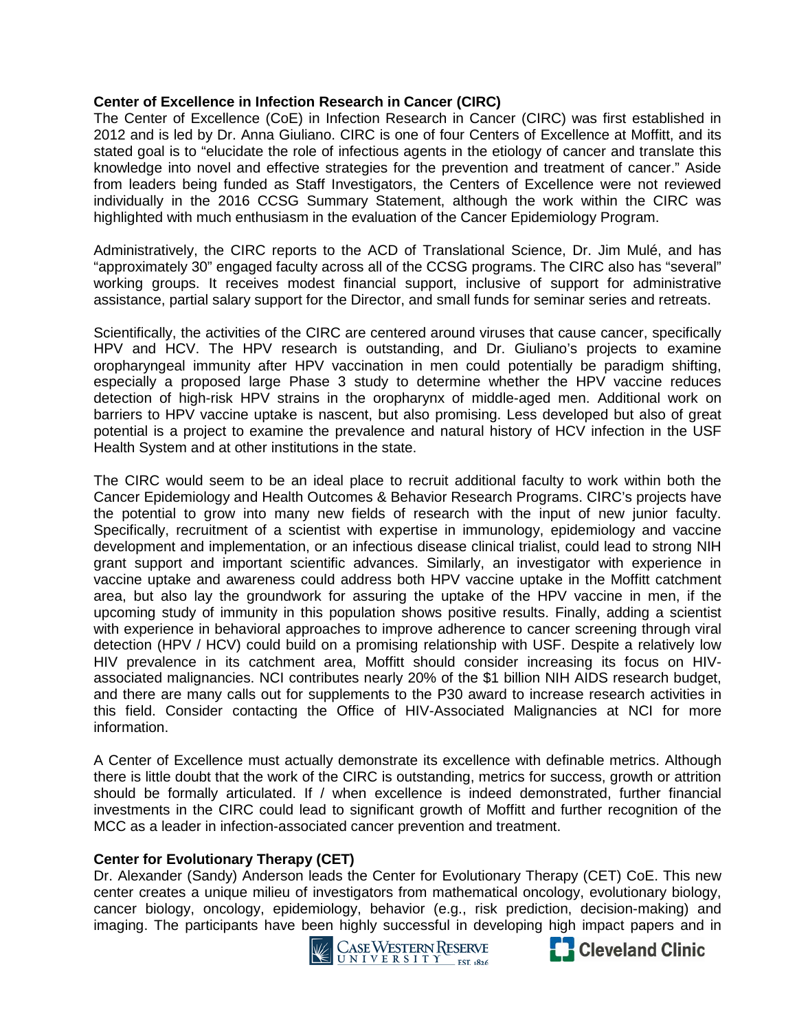**Center of Excellence in Infection Research in Cancer (CIRC)**

The Center of Excellence (CoE) in Infection Research in Cancer (CIRC) was first established in 2012 and is led by Dr. Anna Giuliano. CIRC is one of four Centers of Excellence at Moffitt, and its stated goal is to "elucidate the role of infectious agents in the etiology of cancer and translate this knowledge into novel and effective strategies for the prevention and treatment of cancer." Aside from leaders being funded as Staff Investigators, the Centers of Excellence were not reviewed individually in the 2016 CCSG Summary Statement, although the work within the CIRC was highlighted with much enthusiasm in the evaluation of the Cancer Epidemiology Program.

Administratively, the CIRC reports to the ACD of Translational Science, Dr. Jim Mulé, and has "approximately 30" engaged faculty across all of the CCSG programs. The CIRC also has "several" working groups. It receives modest financial support, inclusive of support for administrative assistance, partial salary support for the Director, and small funds for seminar series and retreats.

Scientifically, the activities of the CIRC are centered around viruses that cause cancer, specifically HPV and HCV. The HPV research is outstanding, and Dr. Giuliano's projects to examine oropharyngeal immunity after HPV vaccination in men could potentially be paradigm shifting, especially a proposed large Phase 3 study to determine whether the HPV vaccine reduces detection of high-risk HPV strains in the oropharynx of middle-aged men. Additional work on barriers to HPV vaccine uptake is nascent, but also promising. Less developed but also of great potential is a project to examine the prevalence and natural history of HCV infection in the USF Health System and at other institutions in the state.

The CIRC would seem to be an ideal place to recruit additional faculty to work within both the Cancer Epidemiology and Health Outcomes & Behavior Research Programs. CIRC's projects have the potential to grow into many new fields of research with the input of new junior faculty. Specifically, recruitment of a scientist with expertise in immunology, epidemiology and vaccine development and implementation, or an infectious disease clinical trialist, could lead to strong NIH grant support and important scientific advances. Similarly, an investigator with experience in vaccine uptake and awareness could address both HPV vaccine uptake in the Moffitt catchment area, but also lay the groundwork for assuring the uptake of the HPV vaccine in men, if the upcoming study of immunity in this population shows positive results. Finally, adding a scientist with experience in behavioral approaches to improve adherence to cancer screening through viral detection (HPV / HCV) could build on a promising relationship with USF. Despite a relatively low HIV prevalence in its catchment area, Moffitt should consider increasing its focus on HIV-associated malignancies. NCI contributes nearly 20% of the $1 billion NIH AIDS research budget, and there are many calls out for supplements to the P30 award to increase research activities in this field. Consider contacting the Office of HIV-Associated Malignancies at NCI for more information.

A Center of Excellence must actually demonstrate its excellence with definable metrics. Although there is little doubt that the work of the CIRC is outstanding, metrics for success, growth or attrition should be formally articulated. If / when excellence is indeed demonstrated, further financial investments in the CIRC could lead to significant growth of Moffitt and further recognition of the MCC as a leader in infection-associated cancer prevention and treatment.

**Center for Evolutionary Therapy (CET)**

Dr. Alexander (Sandy) Anderson leads the Center for Evolutionary Therapy (CET) CoE. This new center creates a unique milieu of investigators from mathematical oncology, evolutionary biology, cancer biology, oncology, epidemiology, behavior (e.g., risk prediction, decision-making) and imaging. The participants have been highly successful in developing high impact papers and in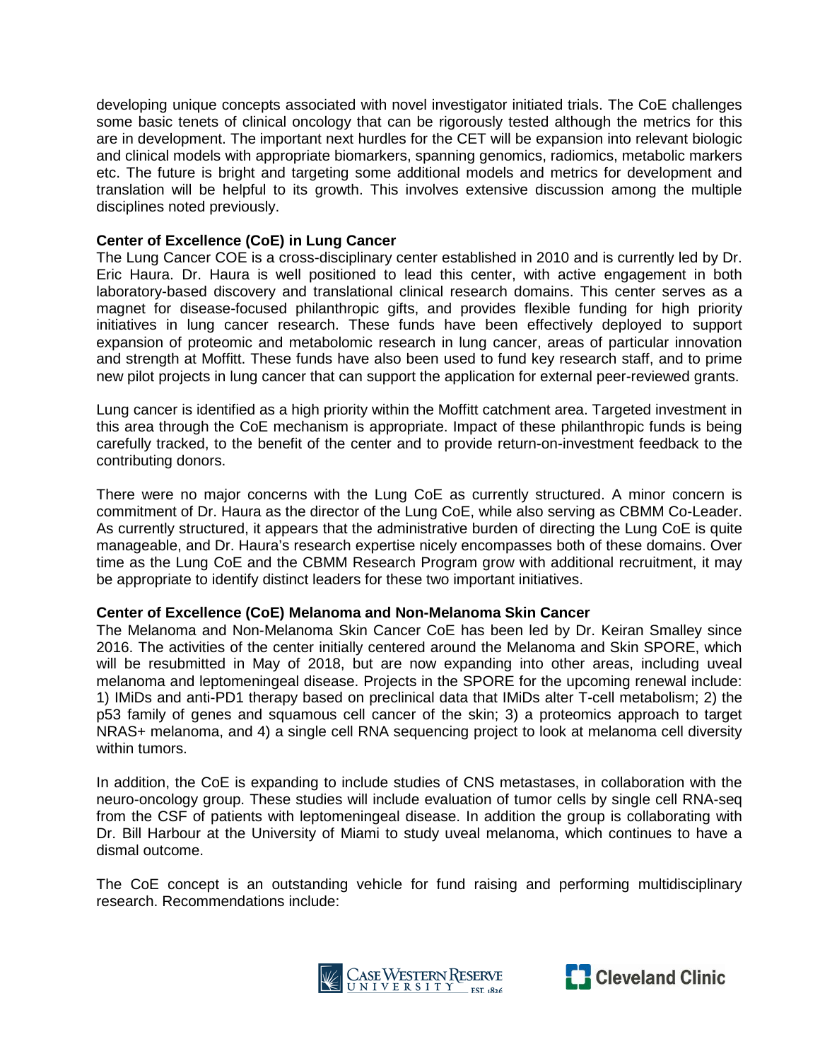developing unique concepts associated with novel investigator initiated trials. The CoE challenges some basic tenets of clinical oncology that can be rigorously tested although the metrics for this are in development. The important next hurdles for the CET will be expansion into relevant biologic and clinical models with appropriate biomarkers, spanning genomics, radiomics, metabolic markers etc. The future is bright and targeting some additional models and metrics for development and translation will be helpful to its growth. This involves extensive discussion among the multiple disciplines noted previously.

**Center of Excellence (CoE) in Lung Cancer**

The Lung Cancer COE is a cross-disciplinary center established in 2010 and is currently led by Dr. Eric Haura. Dr. Haura is well positioned to lead this center, with active engagement in both laboratory-based discovery and translational clinical research domains. This center serves as a magnet for disease-focused philanthropic gifts, and provides flexible funding for high priority initiatives in lung cancer research. These funds have been effectively deployed to support expansion of proteomic and metabolomic research in lung cancer, areas of particular innovation and strength at Moffitt. These funds have also been used to fund key research staff, and to prime new pilot projects in lung cancer that can support the application for external peer-reviewed grants.

Lung cancer is identified as a high priority within the Moffitt catchment area. Targeted investment in this area through the CoE mechanism is appropriate. Impact of these philanthropic funds is being carefully tracked, to the benefit of the center and to provide return-on-investment feedback to the contributing donors.

There were no major concerns with the Lung CoE as currently structured. A minor concern is commitment of Dr. Haura as the director of the Lung CoE, while also serving as CBMM Co-Leader. As currently structured, it appears that the administrative burden of directing the Lung CoE is quite manageable, and Dr. Haura's research expertise nicely encompasses both of these domains. Over time as the Lung CoE and the CBMM Research Program grow with additional recruitment, it may be appropriate to identify distinct leaders for these two important initiatives.

**Center of Excellence (CoE) Melanoma and Non-Melanoma Skin Cancer**

The Melanoma and Non-Melanoma Skin Cancer CoE has been led by Dr. Keiran Smalley since 2016. The activities of the center initially centered around the Melanoma and Skin SPORE, which will be resubmitted in May of 2018, but are now expanding into other areas, including uveal melanoma and leptomeningeal disease. Projects in the SPORE for the upcoming renewal include: 1) IMiDs and anti-PD1 therapy based on preclinical data that IMiDs alter T-cell metabolism; 2) the p53 family of genes and squamous cell cancer of the skin; 3) a proteomics approach to target NRAS+ melanoma, and 4) a single cell RNA sequencing project to look at melanoma cell diversity within tumors.

In addition, the CoE is expanding to include studies of CNS metastases, in collaboration with the neuro-oncology group. These studies will include evaluation of tumor cells by single cell RNA-seq from the CSF of patients with leptomeningeal disease. In addition the group is collaborating with Dr. Bill Harbour at the University of Miami to study uveal melanoma, which continues to have a dismal outcome.

The CoE concept is an outstanding vehicle for fund raising and performing multidisciplinary research. Recommendations include: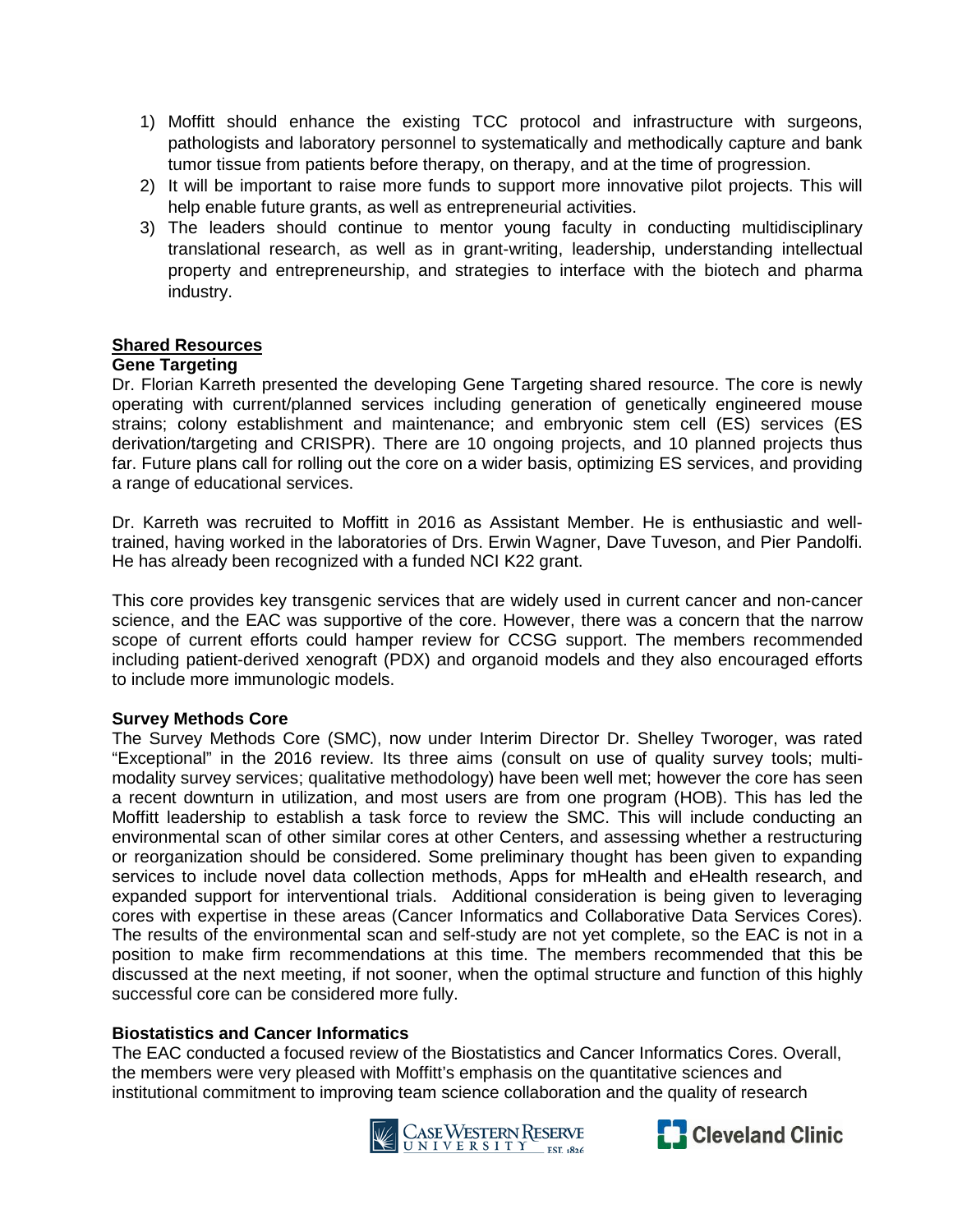1) Moffitt should enhance the existing TCC protocol and infrastructure with surgeons, pathologists and laboratory personnel to systematically and methodically capture and bank tumor tissue from patients before therapy, on therapy, and at the time of progression.
2) It will be important to raise more funds to support more innovative pilot projects. This will help enable future grants, as well as entrepreneurial activities.
3) The leaders should continue to mentor young faculty in conducting multidisciplinary translational research, as well as in grant-writing, leadership, understanding intellectual property and entrepreneurship, and strategies to interface with the biotech and pharma industry.

## Shared Resources

### Gene Targeting

Dr. Florian Karreth presented the developing Gene Targeting shared resource. The core is newly operating with current/planned services including generation of genetically engineered mouse strains; colony establishment and maintenance; and embryonic stem cell (ES) services (ES derivation/targeting and CRISPR). There are 10 ongoing projects, and 10 planned projects thus far. Future plans call for rolling out the core on a wider basis, optimizing ES services, and providing a range of educational services.

Dr. Karreth was recruited to Moffitt in 2016 as Assistant Member. He is enthusiastic and well-trained, having worked in the laboratories of Drs. Erwin Wagner, Dave Tuveson, and Pier Pandolfi. He has already been recognized with a funded NCI K22 grant.

This core provides key transgenic services that are widely used in current cancer and non-cancer science, and the EAC was supportive of the core. However, there was a concern that the narrow scope of current efforts could hamper review for CCSG support. The members recommended including patient-derived xenograft (PDX) and organoid models and they also encouraged efforts to include more immunologic models.

### Survey Methods Core

The Survey Methods Core (SMC), now under Interim Director Dr. Shelley Tworoger, was rated "Exceptional" in the 2016 review. Its three aims (consult on use of quality survey tools; multi-modality survey services; qualitative methodology) have been well met; however the core has seen a recent downturn in utilization, and most users are from one program (HOB). This has led the Moffitt leadership to establish a task force to review the SMC. This will include conducting an environmental scan of other similar cores at other Centers, and assessing whether a restructuring or reorganization should be considered. Some preliminary thought has been given to expanding services to include novel data collection methods, Apps for mHealth and eHealth research, and expanded support for interventional trials. Additional consideration is being given to leveraging cores with expertise in these areas (Cancer Informatics and Collaborative Data Services Cores). The results of the environmental scan and self-study are not yet complete, so the EAC is not in a position to make firm recommendations at this time. The members recommended that this be discussed at the next meeting, if not sooner, when the optimal structure and function of this highly successful core can be considered more fully.

### Biostatistics and Cancer Informatics

The EAC conducted a focused review of the Biostatistics and Cancer Informatics Cores. Overall, the members were very pleased with Moffitt's emphasis on the quantitative sciences and institutional commitment to improving team science collaboration and the quality of research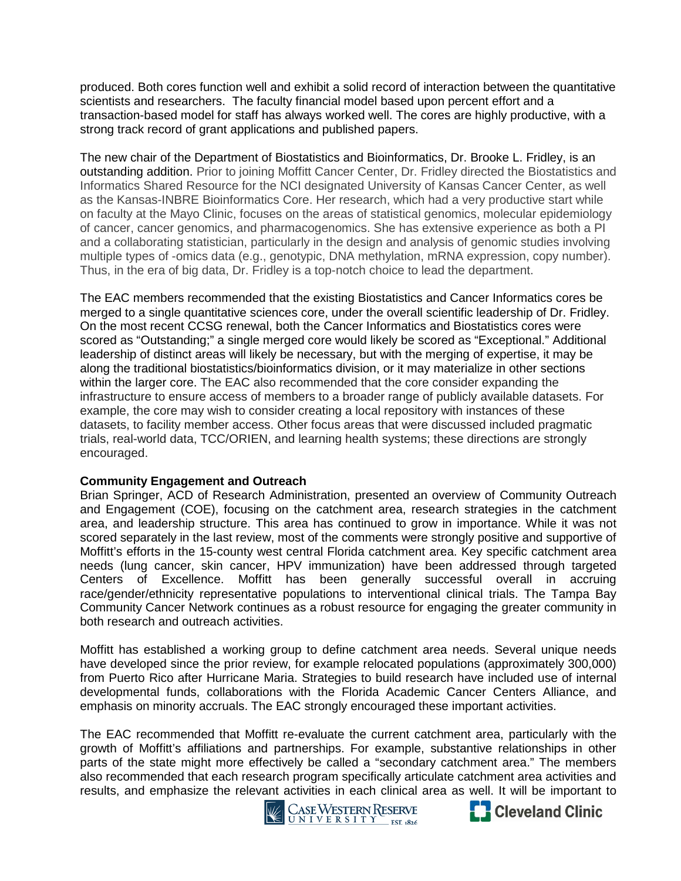produced. Both cores function well and exhibit a solid record of interaction between the quantitative scientists and researchers. The faculty financial model based upon percent effort and a transaction-based model for staff has always worked well. The cores are highly productive, with a strong track record of grant applications and published papers.

The new chair of the Department of Biostatistics and Bioinformatics, Dr. Brooke L. Fridley, is an outstanding addition. Prior to joining Moffitt Cancer Center, Dr. Fridley directed the Biostatistics and Informatics Shared Resource for the NCI designated University of Kansas Cancer Center, as well as the Kansas-INBRE Bioinformatics Core. Her research, which had a very productive start while on faculty at the Mayo Clinic, focuses on the areas of statistical genomics, molecular epidemiology of cancer, cancer genomics, and pharmacogenomics. She has extensive experience as both a PI and a collaborating statistician, particularly in the design and analysis of genomic studies involving multiple types of -omics data (e.g., genotypic, DNA methylation, mRNA expression, copy number). Thus, in the era of big data, Dr. Fridley is a top-notch choice to lead the department.

The EAC members recommended that the existing Biostatistics and Cancer Informatics cores be merged to a single quantitative sciences core, under the overall scientific leadership of Dr. Fridley. On the most recent CCSG renewal, both the Cancer Informatics and Biostatistics cores were scored as "Outstanding;" a single merged core would likely be scored as "Exceptional." Additional leadership of distinct areas will likely be necessary, but with the merging of expertise, it may be along the traditional biostatistics/bioinformatics division, or it may materialize in other sections within the larger core. The EAC also recommended that the core consider expanding the infrastructure to ensure access of members to a broader range of publicly available datasets. For example, the core may wish to consider creating a local repository with instances of these datasets, to facility member access. Other focus areas that were discussed included pragmatic trials, real-world data, TCC/ORIEN, and learning health systems; these directions are strongly encouraged.

**Community Engagement and Outreach**

Brian Springer, ACD of Research Administration, presented an overview of Community Outreach and Engagement (COE), focusing on the catchment area, research strategies in the catchment area, and leadership structure. This area has continued to grow in importance. While it was not scored separately in the last review, most of the comments were strongly positive and supportive of Moffitt's efforts in the 15-county west central Florida catchment area. Key specific catchment area needs (lung cancer, skin cancer, HPV immunization) have been addressed through targeted Centers of Excellence. Moffitt has been generally successful overall in accruing race/gender/ethnicity representative populations to interventional clinical trials. The Tampa Bay Community Cancer Network continues as a robust resource for engaging the greater community in both research and outreach activities.

Moffitt has established a working group to define catchment area needs. Several unique needs have developed since the prior review, for example relocated populations (approximately 300,000) from Puerto Rico after Hurricane Maria. Strategies to build research have included use of internal developmental funds, collaborations with the Florida Academic Cancer Centers Alliance, and emphasis on minority accruals. The EAC strongly encouraged these important activities.

The EAC recommended that Moffitt re-evaluate the current catchment area, particularly with the growth of Moffitt's affiliations and partnerships. For example, substantive relationships in other parts of the state might more effectively be called a "secondary catchment area." The members also recommended that each research program specifically articulate catchment area activities and results, and emphasize the relevant activities in each clinical area as well. It will be important to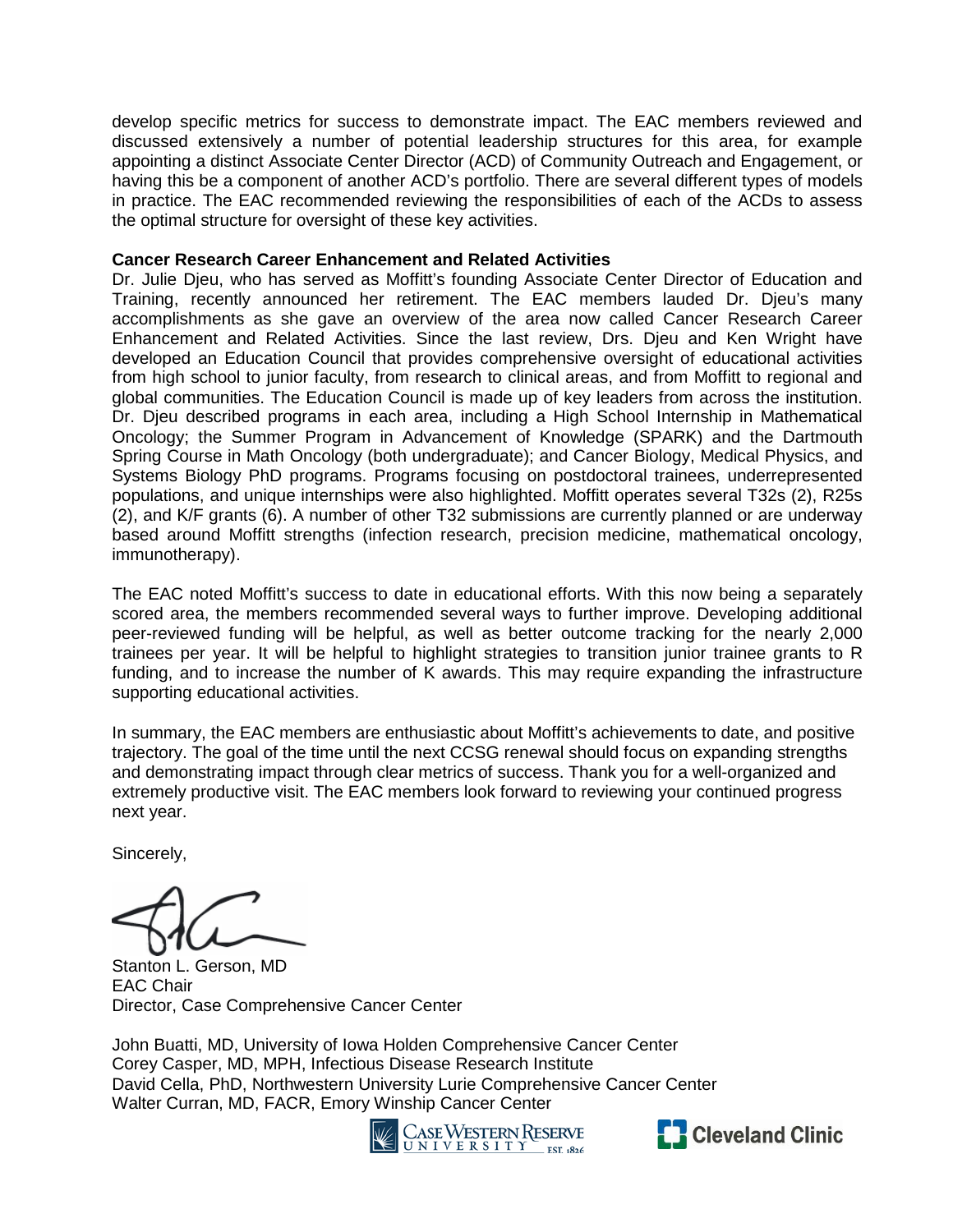develop specific metrics for success to demonstrate impact. The EAC members reviewed and discussed extensively a number of potential leadership structures for this area, for example appointing a distinct Associate Center Director (ACD) of Community Outreach and Engagement, or having this be a component of another ACD's portfolio. There are several different types of models in practice. The EAC recommended reviewing the responsibilities of each of the ACDs to assess the optimal structure for oversight of these key activities.

**Cancer Research Career Enhancement and Related Activities**

Dr. Julie Djeu, who has served as Moffitt's founding Associate Center Director of Education and Training, recently announced her retirement. The EAC members lauded Dr. Djeu's many accomplishments as she gave an overview of the area now called Cancer Research Career Enhancement and Related Activities. Since the last review, Drs. Djeu and Ken Wright have developed an Education Council that provides comprehensive oversight of educational activities from high school to junior faculty, from research to clinical areas, and from Moffitt to regional and global communities. The Education Council is made up of key leaders from across the institution. Dr. Djeu described programs in each area, including a High School Internship in Mathematical Oncology; the Summer Program in Advancement of Knowledge (SPARK) and the Dartmouth Spring Course in Math Oncology (both undergraduate); and Cancer Biology, Medical Physics, and Systems Biology PhD programs. Programs focusing on postdoctoral trainees, underrepresented populations, and unique internships were also highlighted. Moffitt operates several T32s (2), R25s (2), and K/F grants (6). A number of other T32 submissions are currently planned or are underway based around Moffitt strengths (infection research, precision medicine, mathematical oncology, immunotherapy).

The EAC noted Moffitt's success to date in educational efforts. With this now being a separately scored area, the members recommended several ways to further improve. Developing additional peer-reviewed funding will be helpful, as well as better outcome tracking for the nearly 2,000 trainees per year. It will be helpful to highlight strategies to transition junior trainee grants to R funding, and to increase the number of K awards. This may require expanding the infrastructure supporting educational activities.

In summary, the EAC members are enthusiastic about Moffitt's achievements to date, and positive trajectory. The goal of the time until the next CCSG renewal should focus on expanding strengths and demonstrating impact through clear metrics of success. Thank you for a well-organized and extremely productive visit. The EAC members look forward to reviewing your continued progress next year.

Sincerely,

Stanton L. Gerson, MD
EAC Chair
Director, Case Comprehensive Cancer Center

John Buatti, MD, University of Iowa Holden Comprehensive Cancer Center
Corey Casper, MD, MPH, Infectious Disease Research Institute
David Cella, PhD, Northwestern University Lurie Comprehensive Cancer Center
Walter Curran, MD, FACR, Emory Winship Cancer Center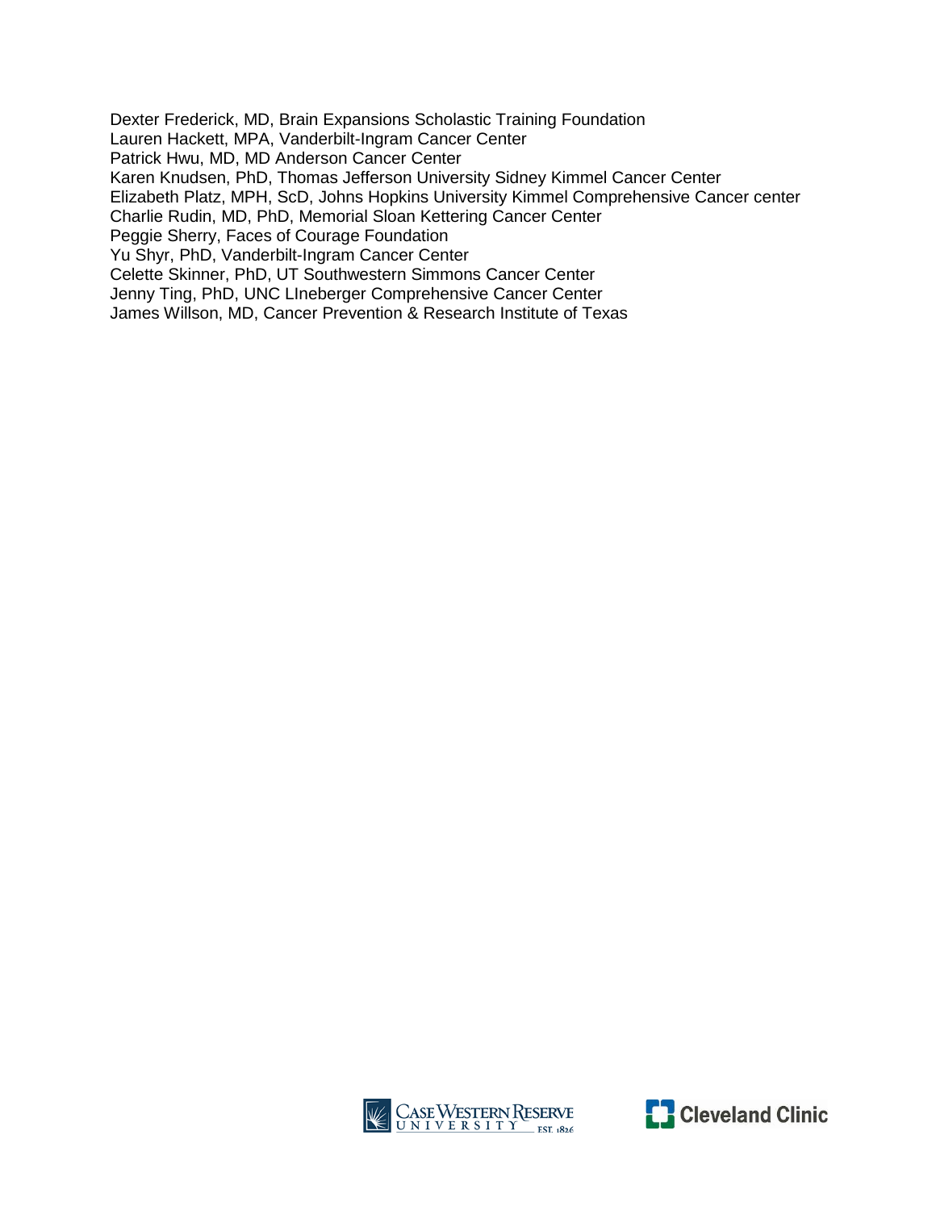Dexter Frederick, MD, Brain Expansions Scholastic Training Foundation
Lauren Hackett, MPA, Vanderbilt-Ingram Cancer Center
Patrick Hwu, MD, MD Anderson Cancer Center
Karen Knudsen, PhD, Thomas Jefferson University Sidney Kimmel Cancer Center
Elizabeth Platz, MPH, ScD, Johns Hopkins University Kimmel Comprehensive Cancer center
Charlie Rudin, MD, PhD, Memorial Sloan Kettering Cancer Center
Peggie Sherry, Faces of Courage Foundation
Yu Shyr, PhD, Vanderbilt-Ingram Cancer Center
Celette Skinner, PhD, UT Southwestern Simmons Cancer Center
Jenny Ting, PhD, UNC LIneberger Comprehensive Cancer Center
James Willson, MD, Cancer Prevention & Research Institute of Texas